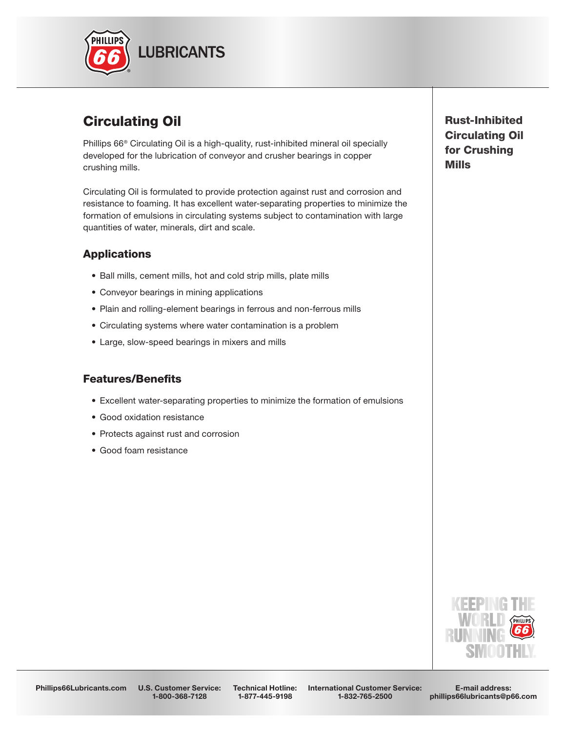# Circulating Oil

Phillips 66® Circulating Oil is a high-quality, rust-inhibited mineral oil specially developed for the lubrication of conveyor and crusher bearings in copper crushing mills.

Circulating Oil is formulated to provide protection against rust and corrosion and resistance to foaming. It has excellent water-separating properties to minimize the formation of emulsions in circulating systems subject to contamination with large quantities of water, minerals, dirt and scale.

**Rust-Inhibited Circulating Oil for Crushing Mills**

## Applications

- Ball mills, cement mills, hot and cold strip mills, plate mills
- Conveyor bearings in mining applications
- Plain and rolling-element bearings in ferrous and non-ferrous mills
- Circulating systems where water contamination is a problem
- Large, slow-speed bearings in mixers and mills

## Features/Benefits

- Excellent water-separating properties to minimize the formation of emulsions
- Good oxidation resistance
- Protects against rust and corrosion
- Good foam resistance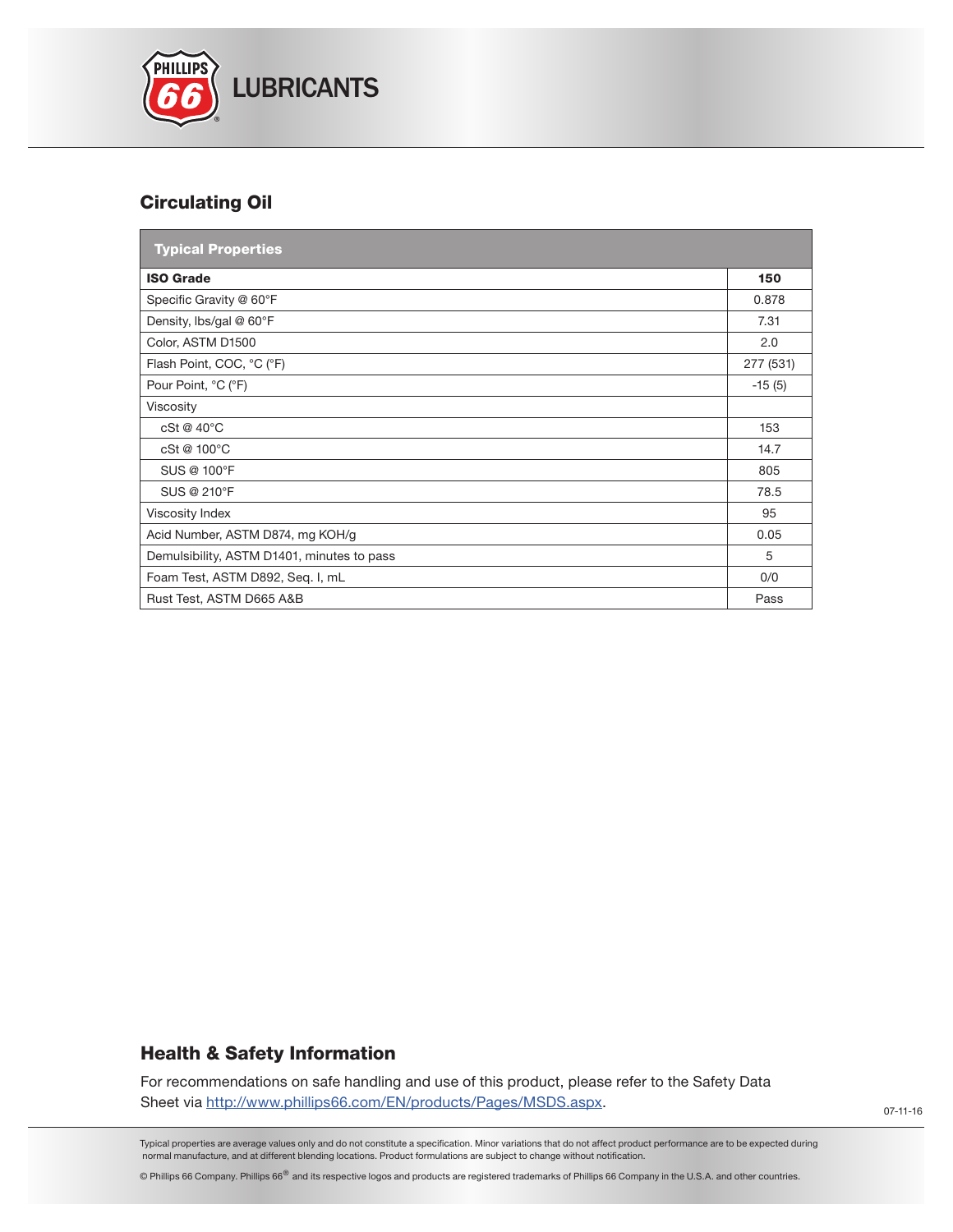PHILLIPS 66 LUBRICANTS

## Circulating Oil

| Typical Properties | |
|---|---|
| **ISO Grade** | **150** |
| Specific Gravity @ 60°F | 0.878 |
| Density, lbs/gal @ 60°F | 7.31 |
| Color, ASTM D1500 | 2.0 |
| Flash Point, COC, °C (°F) | 277 (531) |
| Pour Point, °C (°F) | -15 (5) |
| Viscosity | |
| cSt @ 40°C | 153 |
| cSt @ 100°C | 14.7 |
| SUS @ 100°F | 805 |
| SUS @ 210°F | 78.5 |
| Viscosity Index | 95 |
| Acid Number, ASTM D874, mg KOH/g | 0.05 |
| Demulsibility, ASTM D1401, minutes to pass | 5 |
| Foam Test, ASTM D892, Seq. I, mL | 0/0 |
| Rust Test, ASTM D665 A&B | Pass |

## Health & Safety Information

For recommendations on safe handling and use of this product, please refer to the Safety Data Sheet via http://www.phillips66.com/EN/products/Pages/MSDS.aspx.

07-11-16

Typical properties are average values only and do not constitute a specification. Minor variations that do not affect product performance are to be expected during normal manufacture, and at different blending locations. Product formulations are subject to change without notification.

© Phillips 66 Company. Phillips 66® and its respective logos and products are registered trademarks of Phillips 66 Company in the U.S.A. and other countries.